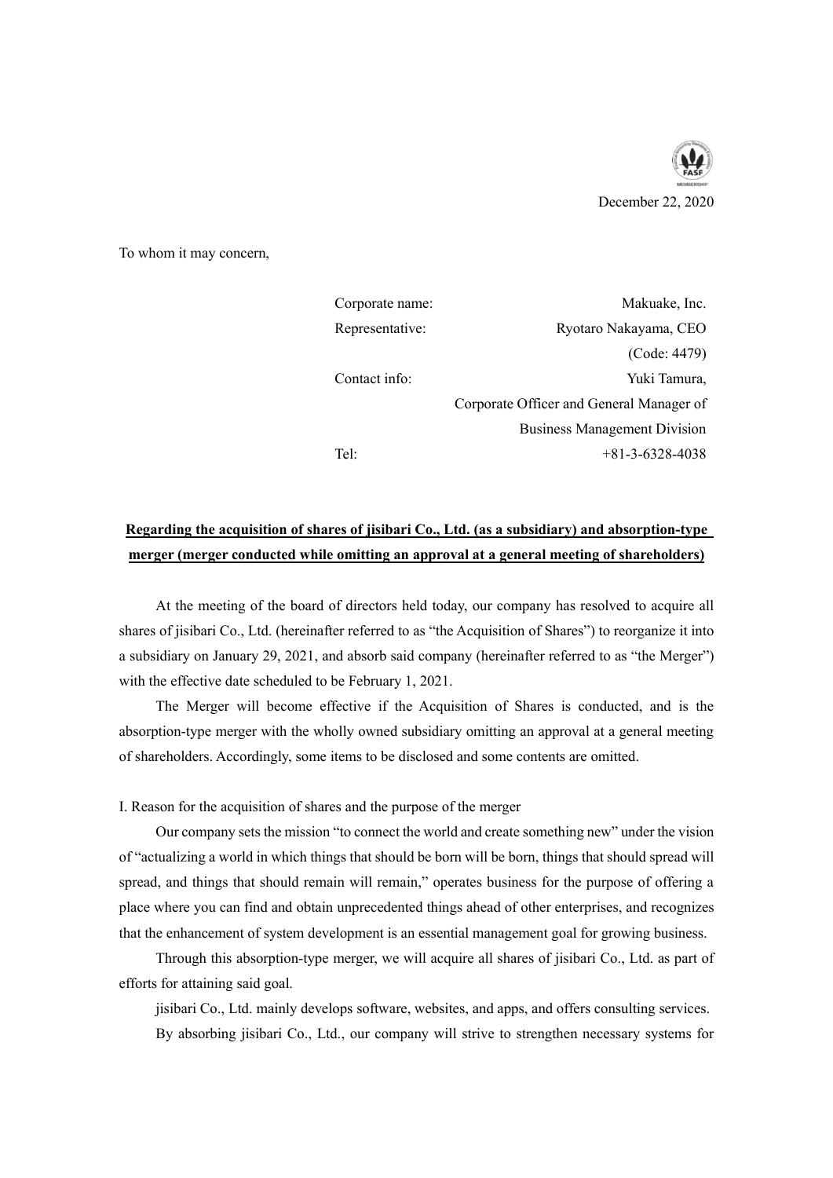December 22, 2020

To whom it may concern,

| | |
|---|---|
| Corporate name: | Makuake, Inc. |
| Representative: | Ryotaro Nakayama, CEO |
| | (Code: 4479) |
| Contact info: | Yuki Tamura, |
| | Corporate Officer and General Manager of |
| | Business Management Division |
| Tel: | +81-3-6328-4038 |

**Regarding the acquisition of shares of jisibari Co., Ltd. (as a subsidiary) and absorption-type merger (merger conducted while omitting an approval at a general meeting of shareholders)**

At the meeting of the board of directors held today, our company has resolved to acquire all shares of jisibari Co., Ltd. (hereinafter referred to as "the Acquisition of Shares") to reorganize it into a subsidiary on January 29, 2021, and absorb said company (hereinafter referred to as "the Merger") with the effective date scheduled to be February 1, 2021.

The Merger will become effective if the Acquisition of Shares is conducted, and is the absorption-type merger with the wholly owned subsidiary omitting an approval at a general meeting of shareholders. Accordingly, some items to be disclosed and some contents are omitted.

I. Reason for the acquisition of shares and the purpose of the merger

Our company sets the mission "to connect the world and create something new" under the vision of "actualizing a world in which things that should be born will be born, things that should spread will spread, and things that should remain will remain," operates business for the purpose of offering a place where you can find and obtain unprecedented things ahead of other enterprises, and recognizes that the enhancement of system development is an essential management goal for growing business.

Through this absorption-type merger, we will acquire all shares of jisibari Co., Ltd. as part of efforts for attaining said goal.

jisibari Co., Ltd. mainly develops software, websites, and apps, and offers consulting services.

By absorbing jisibari Co., Ltd., our company will strive to strengthen necessary systems for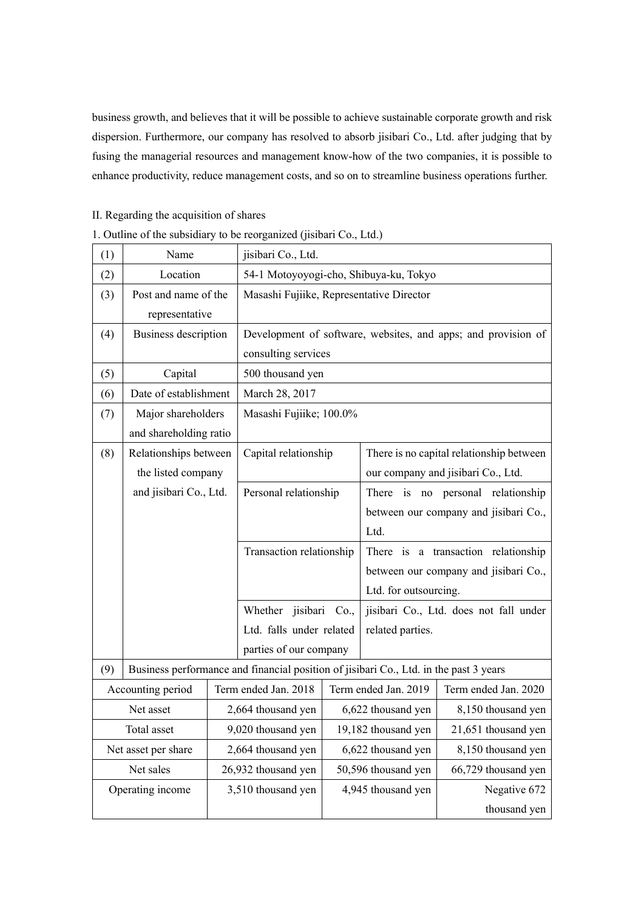business growth, and believes that it will be possible to achieve sustainable corporate growth and risk dispersion. Furthermore, our company has resolved to absorb jisibari Co., Ltd. after judging that by fusing the managerial resources and management know-how of the two companies, it is possible to enhance productivity, reduce management costs, and so on to streamline business operations further.

II. Regarding the acquisition of shares

1. Outline of the subsidiary to be reorganized (jisibari Co., Ltd.)

| (1) | Name | jisibari Co., Ltd. | |
|---|---|---|---|
| (2) | Location | 54-1 Motoyoyogi-cho, Shibuya-ku, Tokyo | |
| (3) | Post and name of the representative | Masashi Fujiike, Representative Director | |
| (4) | Business description | Development of software, websites, and apps; and provision of consulting services | |
| (5) | Capital | 500 thousand yen | |
| (6) | Date of establishment | March 28, 2017 | |
| (7) | Major shareholders and shareholding ratio | Masashi Fujiike; 100.0% | |
| (8) | Relationships between the listed company and jisibari Co., Ltd. | Capital relationship | There is no capital relationship between our company and jisibari Co., Ltd. |
| | | Personal relationship | There is no personal relationship between our company and jisibari Co., Ltd. |
| | | Transaction relationship | There is a transaction relationship between our company and jisibari Co., Ltd. for outsourcing. |
| | | Whether jisibari Co., Ltd. falls under related parties of our company | jisibari Co., Ltd. does not fall under related parties. |
| (9) | Business performance and financial position of jisibari Co., Ltd. in the past 3 years | | |

| Accounting period | Term ended Jan. 2018 | Term ended Jan. 2019 | Term ended Jan. 2020 |
|---|---|---|---|
| Net asset | 2,664 thousand yen | 6,622 thousand yen | 8,150 thousand yen |
| Total asset | 9,020 thousand yen | 19,182 thousand yen | 21,651 thousand yen |
| Net asset per share | 2,664 thousand yen | 6,622 thousand yen | 8,150 thousand yen |
| Net sales | 26,932 thousand yen | 50,596 thousand yen | 66,729 thousand yen |
| Operating income | 3,510 thousand yen | 4,945 thousand yen | Negative 672 thousand yen |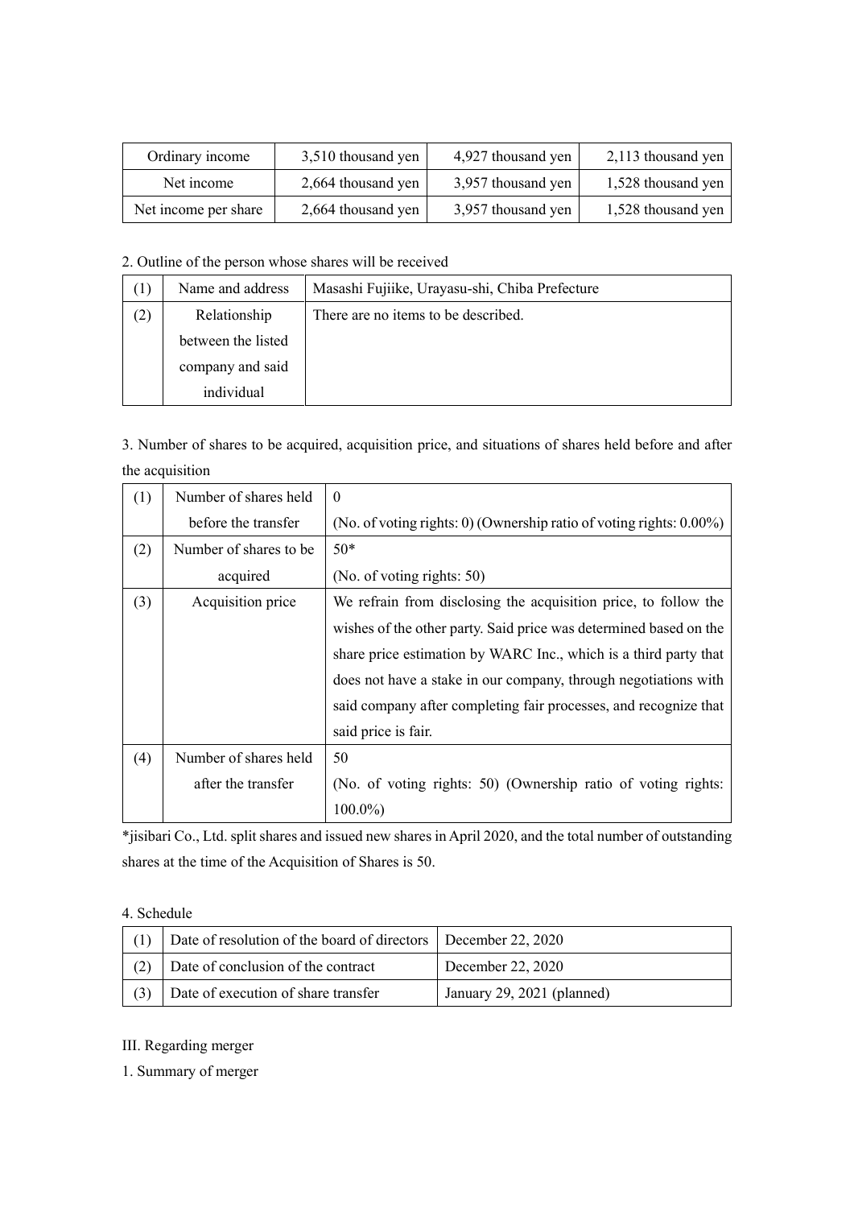| Ordinary income | 3,510 thousand yen | 4,927 thousand yen | 2,113 thousand yen |
|---|---|---|---|
| Net income | 2,664 thousand yen | 3,957 thousand yen | 1,528 thousand yen |
| Net income per share | 2,664 thousand yen | 3,957 thousand yen | 1,528 thousand yen |

2. Outline of the person whose shares will be received

| (1) | Name and address | Masashi Fujiike, Urayasu-shi, Chiba Prefecture |
|---|---|---|
| (2) | Relationship between the listed company and said individual | There are no items to be described. |

3. Number of shares to be acquired, acquisition price, and situations of shares held before and after the acquisition

| (1) | Number of shares held before the transfer | 0<br>(No. of voting rights: 0) (Ownership ratio of voting rights: 0.00%) |
|---|---|---|
| (2) | Number of shares to be acquired | 50*<br>(No. of voting rights: 50) |
| (3) | Acquisition price | We refrain from disclosing the acquisition price, to follow the wishes of the other party. Said price was determined based on the share price estimation by WARC Inc., which is a third party that does not have a stake in our company, through negotiations with said company after completing fair processes, and recognize that said price is fair. |
| (4) | Number of shares held after the transfer | 50<br>(No. of voting rights: 50) (Ownership ratio of voting rights: 100.0%) |

*jisibari Co., Ltd. split shares and issued new shares in April 2020, and the total number of outstanding shares at the time of the Acquisition of Shares is 50.

4. Schedule

| (1) | Date of resolution of the board of directors | December 22, 2020 |
|---|---|---|
| (2) | Date of conclusion of the contract | December 22, 2020 |
| (3) | Date of execution of share transfer | January 29, 2021 (planned) |

III. Regarding merger

1. Summary of merger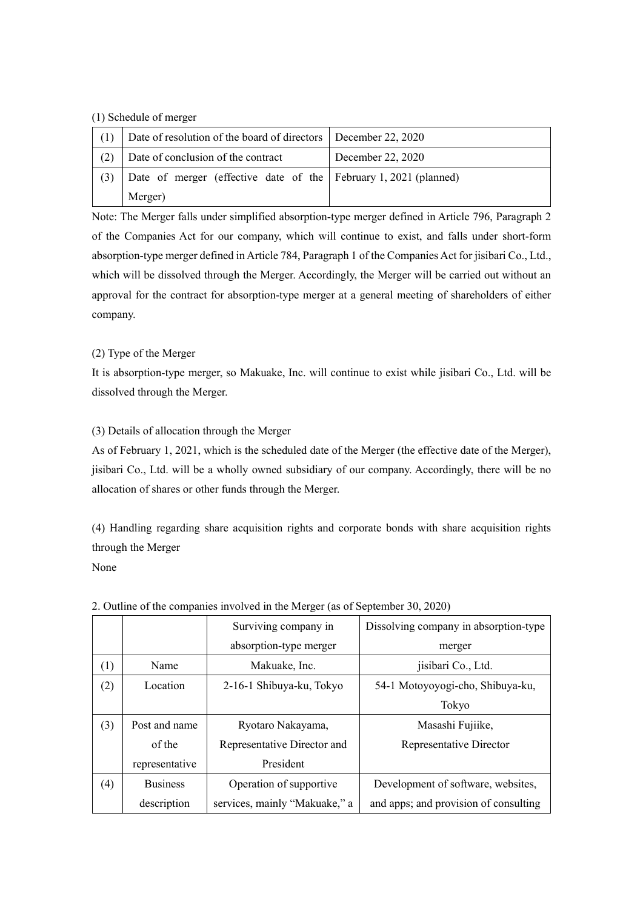(1) Schedule of merger

| (1) | Date of resolution of the board of directors | December 22, 2020 |
|---|---|---|
| (2) | Date of conclusion of the contract | December 22, 2020 |
| (3) | Date of merger (effective date of the Merger) | February 1, 2021 (planned) |

Note: The Merger falls under simplified absorption-type merger defined in Article 796, Paragraph 2 of the Companies Act for our company, which will continue to exist, and falls under short-form absorption-type merger defined in Article 784, Paragraph 1 of the Companies Act for jisibari Co., Ltd., which will be dissolved through the Merger. Accordingly, the Merger will be carried out without an approval for the contract for absorption-type merger at a general meeting of shareholders of either company.

(2) Type of the Merger

It is absorption-type merger, so Makuake, Inc. will continue to exist while jisibari Co., Ltd. will be dissolved through the Merger.

(3) Details of allocation through the Merger

As of February 1, 2021, which is the scheduled date of the Merger (the effective date of the Merger), jisibari Co., Ltd. will be a wholly owned subsidiary of our company. Accordingly, there will be no allocation of shares or other funds through the Merger.

(4) Handling regarding share acquisition rights and corporate bonds with share acquisition rights through the Merger

None

2. Outline of the companies involved in the Merger (as of September 30, 2020)

| | | Surviving company in absorption-type merger | Dissolving company in absorption-type merger |
|---|---|---|---|
| (1) | Name | Makuake, Inc. | jisibari Co., Ltd. |
| (2) | Location | 2-16-1 Shibuya-ku, Tokyo | 54-1 Motoyoyogi-cho, Shibuya-ku, Tokyo |
| (3) | Post and name of the representative | Ryotaro Nakayama, Representative Director and President | Masashi Fujiike, Representative Director |
| (4) | Business description | Operation of supportive services, mainly "Makuake," a | Development of software, websites, and apps; and provision of consulting |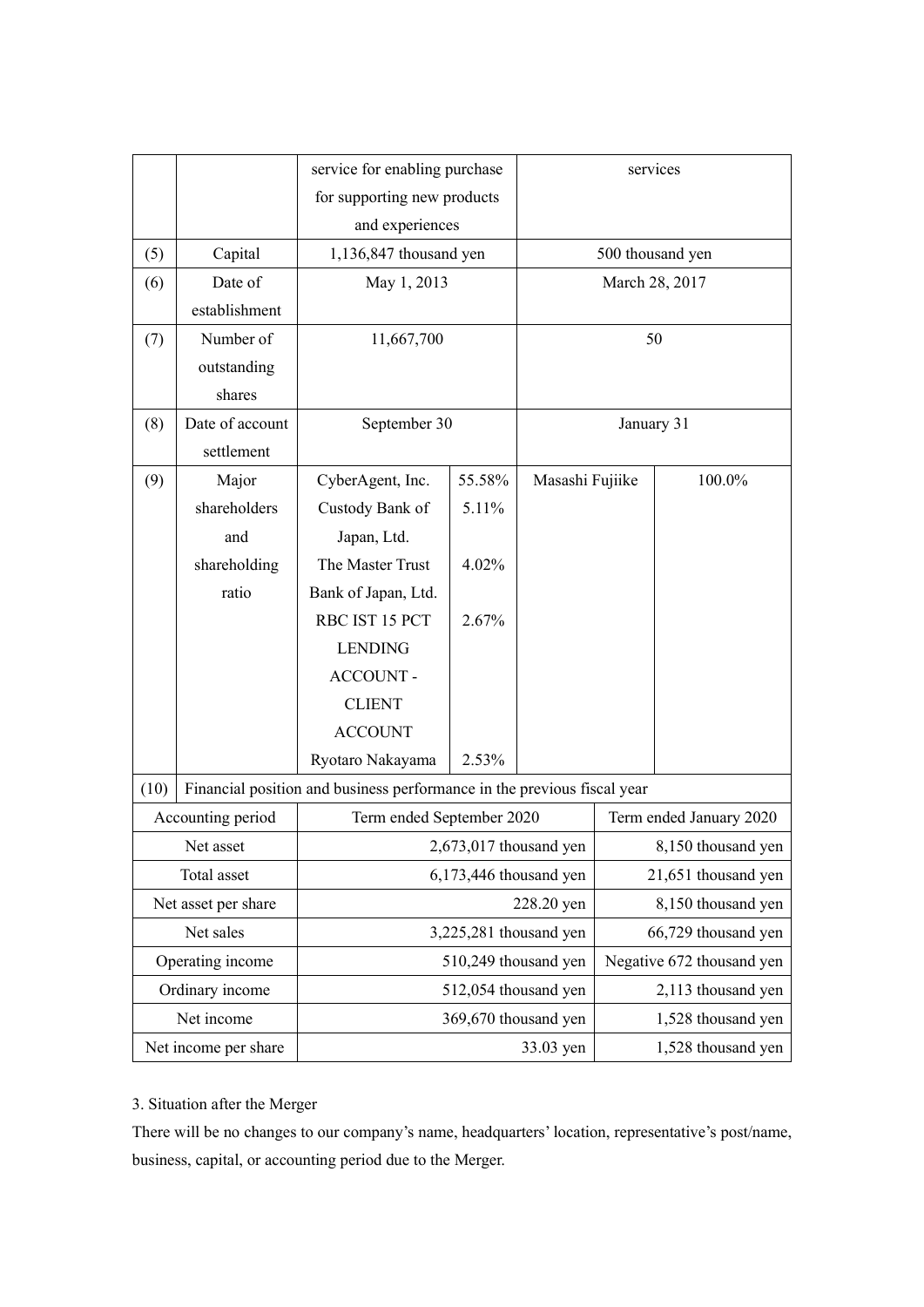| | | service for enabling purchase for supporting new products and experiences | | services | |
|---|---|---|---|---|---|
| (5) | Capital | 1,136,847 thousand yen | | 500 thousand yen | |
| (6) | Date of establishment | May 1, 2013 | | March 28, 2017 | |
| (7) | Number of outstanding shares | 11,667,700 | | 50 | |
| (8) | Date of account settlement | September 30 | | January 31 | |
| (9) | Major shareholders and shareholding ratio | CyberAgent, Inc. | 55.58% | Masashi Fujiike | 100.0% |
| | | Custody Bank of Japan, Ltd. | 5.11% | | |
| | | The Master Trust Bank of Japan, Ltd. | 4.02% | | |
| | | RBC IST 15 PCT LENDING ACCOUNT - CLIENT ACCOUNT | 2.67% | | |
| | | Ryotaro Nakayama | 2.53% | | |
| (10) | Financial position and business performance in the previous fiscal year | | | | |

| Accounting period | Term ended September 2020 | Term ended January 2020 |
|---|---|---|
| Net asset | 2,673,017 thousand yen | 8,150 thousand yen |
| Total asset | 6,173,446 thousand yen | 21,651 thousand yen |
| Net asset per share | 228.20 yen | 8,150 thousand yen |
| Net sales | 3,225,281 thousand yen | 66,729 thousand yen |
| Operating income | 510,249 thousand yen | Negative 672 thousand yen |
| Ordinary income | 512,054 thousand yen | 2,113 thousand yen |
| Net income | 369,670 thousand yen | 1,528 thousand yen |
| Net income per share | 33.03 yen | 1,528 thousand yen |

3. Situation after the Merger

There will be no changes to our company's name, headquarters' location, representative's post/name, business, capital, or accounting period due to the Merger.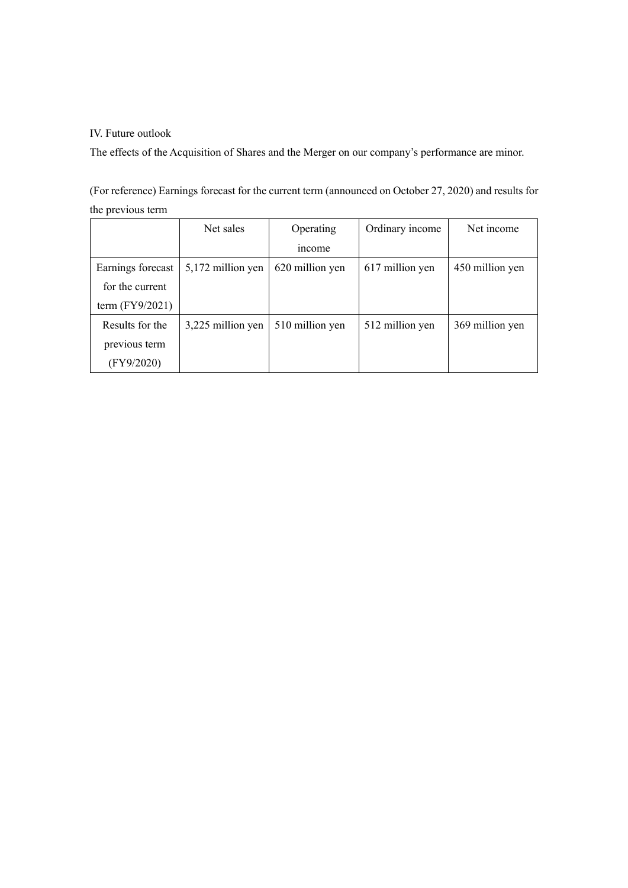## IV. Future outlook

The effects of the Acquisition of Shares and the Merger on our company's performance are minor.

(For reference) Earnings forecast for the current term (announced on October 27, 2020) and results for the previous term

| | Net sales | Operating income | Ordinary income | Net income |
|---|---|---|---|---|
| Earnings forecast for the current term (FY9/2021) | 5,172 million yen | 620 million yen | 617 million yen | 450 million yen |
| Results for the previous term (FY9/2020) | 3,225 million yen | 510 million yen | 512 million yen | 369 million yen |